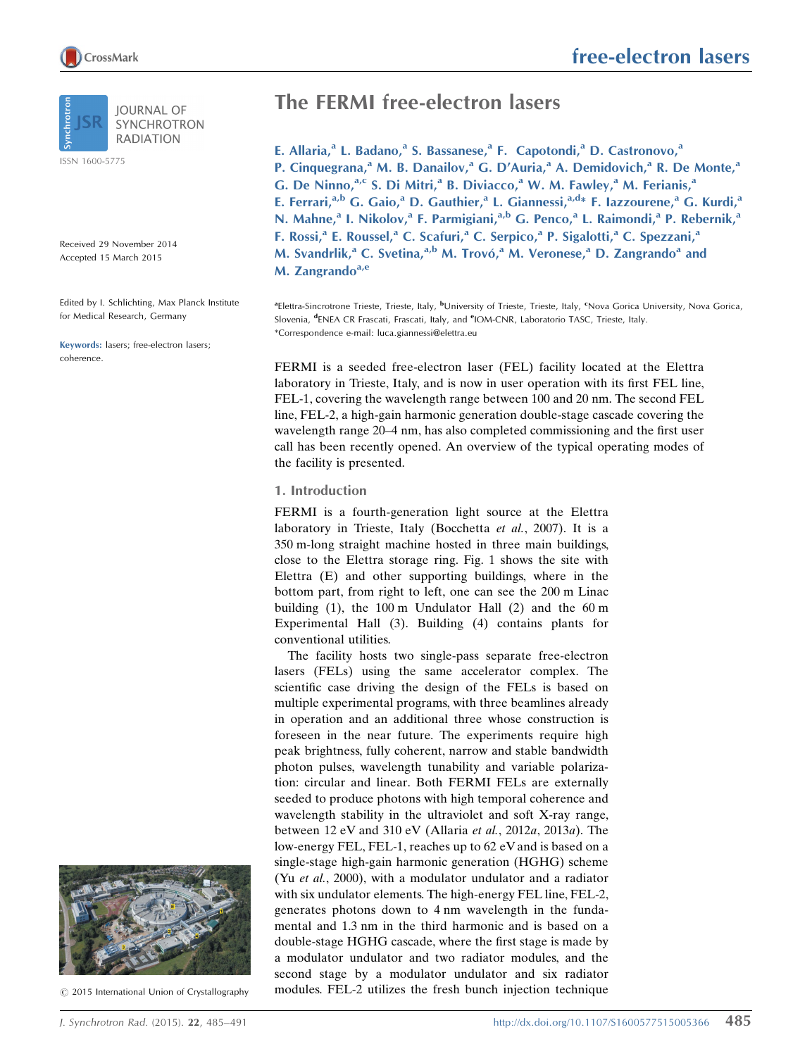# The FERMI free-electron lasers

E. Allaria,[a] L. Badano,[a] S. Bassanese,[a] F. Capotondi,[a] D. Castronovo,[a] P. Cinquegrana,[a] M. B. Danailov,[a] G. D'Auria,[a] A. Demidovich,[a] R. De Monte,[a] G. De Ninno,[a,c] S. Di Mitri,[a] B. Diviacco,[a] W. M. Fawley,[a] M. Ferianis,[a] E. Ferrari,[a,b] G. Gaio,[a] D. Gauthier,[a] L. Giannessi,[a,d]* F. Iazzourene,[a] G. Kurdi,[a] N. Mahne,[a] I. Nikolov,[a] F. Parmigiani,[a,b] G. Penco,[a] L. Raimondi,[a] P. Rebernik,[a] F. Rossi,[a] E. Roussel,[a] C. Scafuri,[a] C. Serpico,[a] P. Sigalotti,[a] C. Spezzani,[a] M. Svandrlik,[a] C. Svetina,[a,b] M. Trovó,[a] M. Veronese,[a] D. Zangrando[a] and M. Zangrando[a,e]

[a]Elettra-Sincrotrone Trieste, Trieste, Italy, [b]University of Trieste, Trieste, Italy, [c]Nova Gorica University, Nova Gorica, Slovenia, [d]ENEA CR Frascati, Frascati, Italy, and [e]IOM-CNR, Laboratorio TASC, Trieste, Italy.
*Correspondence e-mail: luca.giannessi@elettra.eu

ISSN 1600-5775

Received 29 November 2014
Accepted 15 March 2015

Edited by I. Schlichting, Max Planck Institute for Medical Research, Germany

**Keywords:** lasers; free-electron lasers; coherence.

© 2015 International Union of Crystallography

FERMI is a seeded free-electron laser (FEL) facility located at the Elettra laboratory in Trieste, Italy, and is now in user operation with its first FEL line, FEL-1, covering the wavelength range between 100 and 20 nm. The second FEL line, FEL-2, a high-gain harmonic generation double-stage cascade covering the wavelength range 20–4 nm, has also completed commissioning and the first user call has been recently opened. An overview of the typical operating modes of the facility is presented.

## 1. Introduction

FERMI is a fourth-generation light source at the Elettra laboratory in Trieste, Italy (Bocchetta *et al.*, 2007). It is a 350 m-long straight machine hosted in three main buildings, close to the Elettra storage ring. Fig. 1 shows the site with Elettra (E) and other supporting buildings, where in the bottom part, from right to left, one can see the 200 m Linac building (1), the 100 m Undulator Hall (2) and the 60 m Experimental Hall (3). Building (4) contains plants for conventional utilities.

The facility hosts two single-pass separate free-electron lasers (FELs) using the same accelerator complex. The scientific case driving the design of the FELs is based on multiple experimental programs, with three beamlines already in operation and an additional three whose construction is foreseen in the near future. The experiments require high peak brightness, fully coherent, narrow and stable bandwidth photon pulses, wavelength tunability and variable polarization: circular and linear. Both FERMI FELs are externally seeded to produce photons with high temporal coherence and wavelength stability in the ultraviolet and soft X-ray range, between 12 eV and 310 eV (Allaria *et al.*, 2012*a*, 2013*a*). The low-energy FEL, FEL-1, reaches up to 62 eV and is based on a single-stage high-gain harmonic generation (HGHG) scheme (Yu *et al.*, 2000), with a modulator undulator and a radiator with six undulator elements. The high-energy FEL line, FEL-2, generates photons down to 4 nm wavelength in the fundamental and 1.3 nm in the third harmonic and is based on a double-stage HGHG cascade, where the first stage is made by a modulator undulator and two radiator modules, and the second stage by a modulator undulator and six radiator modules. FEL-2 utilizes the fresh bunch injection technique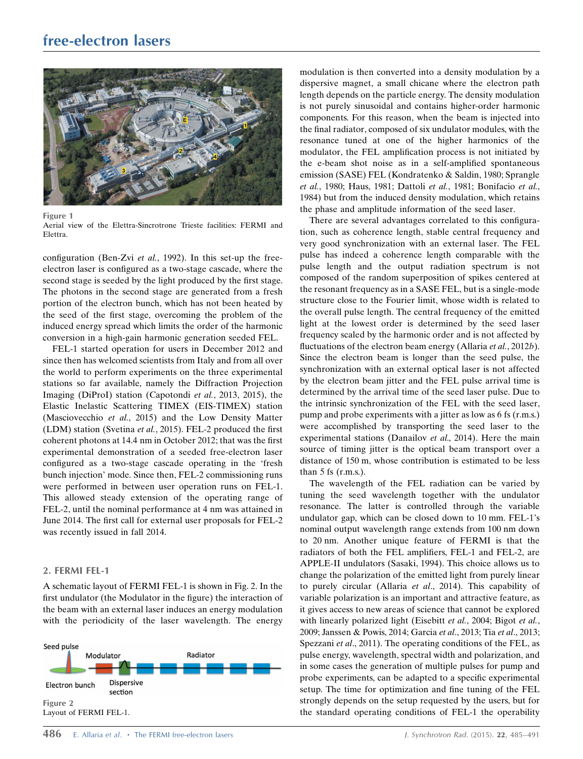Figure 1
Aerial view of the Elettra-Sincrotrone Trieste facilities: FERMI and Elettra.

configuration (Ben-Zvi *et al.*, 1992). In this set-up the free-electron laser is configured as a two-stage cascade, where the second stage is seeded by the light produced by the first stage. The photons in the second stage are generated from a fresh portion of the electron bunch, which has not been heated by the seed of the first stage, overcoming the problem of the induced energy spread which limits the order of the harmonic conversion in a high-gain harmonic generation seeded FEL.

FEL-1 started operation for users in December 2012 and since then has welcomed scientists from Italy and from all over the world to perform experiments on the three experimental stations so far available, namely the Diffraction Projection Imaging (DiProI) station (Capotondi *et al.*, 2013, 2015), the Elastic Inelastic Scattering TIMEX (EIS-TIMEX) station (Masciovecchio *et al.*, 2015) and the Low Density Matter (LDM) station (Svetina *et al.*, 2015). FEL-2 produced the first coherent photons at 14.4 nm in October 2012; that was the first experimental demonstration of a seeded free-electron laser configured as a two-stage cascade operating in the 'fresh bunch injection' mode. Since then, FEL-2 commissioning runs were performed in between user operation runs on FEL-1. This allowed steady extension of the operating range of FEL-2, until the nominal performance at 4 nm was attained in June 2014. The first call for external user proposals for FEL-2 was recently issued in fall 2014.

## 2. FERMI FEL-1

A schematic layout of FERMI FEL-1 is shown in Fig. 2. In the first undulator (the Modulator in the figure) the interaction of the beam with an external laser induces an energy modulation with the periodicity of the laser wavelength. The energy modulation is then converted into a density modulation by a dispersive magnet, a small chicane where the electron path length depends on the particle energy. The density modulation is not purely sinusoidal and contains higher-order harmonic components. For this reason, when the beam is injected into the final radiator, composed of six undulator modules, with the resonance tuned at one of the higher harmonics of the modulator, the FEL amplification process is not initiated by the e-beam shot noise as in a self-amplified spontaneous emission (SASE) FEL (Kondratenko & Saldin, 1980; Sprangle *et al.*, 1980; Haus, 1981; Dattoli *et al.*, 1981; Bonifacio *et al.*, 1984) but from the induced density modulation, which retains the phase and amplitude information of the seed laser.

Seed pulse | Modulator | Radiator | Electron bunch | Dispersive section

Figure 2
Layout of FERMI FEL-1.

There are several advantages correlated to this configuration, such as coherence length, stable central frequency and very good synchronization with an external laser. The FEL pulse has indeed a coherence length comparable with the pulse length and the output radiation spectrum is not composed of the random superposition of spikes centered at the resonant frequency as in a SASE FEL, but is a single-mode structure close to the Fourier limit, whose width is related to the overall pulse length. The central frequency of the emitted light at the lowest order is determined by the seed laser frequency scaled by the harmonic order and is not affected by fluctuations of the electron beam energy (Allaria *et al.*, 2012*b*). Since the electron beam is longer than the seed pulse, the synchronization with an external optical laser is not affected by the electron beam jitter and the FEL pulse arrival time is determined by the arrival time of the seed laser pulse. Due to the intrinsic synchronization of the FEL with the seed laser, pump and probe experiments with a jitter as low as 6 fs (r.m.s.) were accomplished by transporting the seed laser to the experimental stations (Danailov *et al.*, 2014). Here the main source of timing jitter is the optical beam transport over a distance of 150 m, whose contribution is estimated to be less than 5 fs (r.m.s.).

The wavelength of the FEL radiation can be varied by tuning the seed wavelength together with the undulator resonance. The latter is controlled through the variable undulator gap, which can be closed down to 10 mm. FEL-1's nominal output wavelength range extends from 100 nm down to 20 nm. Another unique feature of FERMI is that the radiators of both the FEL amplifiers, FEL-1 and FEL-2, are APPLE-II undulators (Sasaki, 1994). This choice allows us to change the polarization of the emitted light from purely linear to purely circular (Allaria *et al.*, 2014). This capability of variable polarization is an important and attractive feature, as it gives access to new areas of science that cannot be explored with linearly polarized light (Eisebitt *et al.*, 2004; Bigot *et al.*, 2009; Janssen & Powis, 2014; Garcia *et al.*, 2013; Tia *et al.*, 2013; Spezzani *et al.*, 2011). The operating conditions of the FEL, as pulse energy, wavelength, spectral width and polarization, and in some cases the generation of multiple pulses for pump and probe experiments, can be adapted to a specific experimental setup. The time for optimization and fine tuning of the FEL strongly depends on the setup requested by the users, but for the standard operating conditions of FEL-1 the operability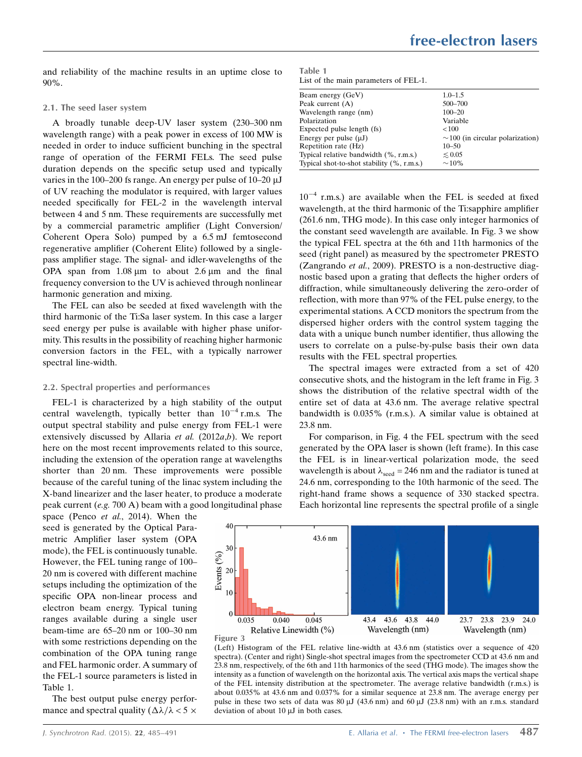and reliability of the machine results in an uptime close to 90%.

### 2.1. The seed laser system

A broadly tunable deep-UV laser system (230–300 nm wavelength range) with a peak power in excess of 100 MW is needed in order to induce sufficient bunching in the spectral range of operation of the FERMI FELs. The seed pulse duration depends on the specific setup used and typically varies in the 100–200 fs range. An energy per pulse of 10–20 μJ of UV reaching the modulator is required, with larger values needed specifically for FEL-2 in the wavelength interval between 4 and 5 nm. These requirements are successfully met by a commercial parametric amplifier (Light Conversion/Coherent Opera Solo) pumped by a 6.5 mJ femtosecond regenerative amplifier (Coherent Elite) followed by a single-pass amplifier stage. The signal- and idler-wavelengths of the OPA span from 1.08 μm to about 2.6 μm and the final frequency conversion to the UV is achieved through nonlinear harmonic generation and mixing.

The FEL can also be seeded at fixed wavelength with the third harmonic of the Ti:Sa laser system. In this case a larger seed energy per pulse is available with higher phase uniformity. This results in the possibility of reaching higher harmonic conversion factors in the FEL, with a typically narrower spectral line-width.

### 2.2. Spectral properties and performances

FEL-1 is characterized by a high stability of the output central wavelength, typically better than $10^{-4}$ r.m.s. The output spectral stability and pulse energy from FEL-1 were extensively discussed by Allaria *et al.* (2012*a*,*b*). We report here on the most recent improvements related to this source, including the extension of the operation range at wavelengths shorter than 20 nm. These improvements were possible because of the careful tuning of the linac system including the X-band linearizer and the laser heater, to produce a moderate peak current (*e.g.* 700 A) beam with a good longitudinal phase space (Penco *et al.*, 2014). When the seed is generated by the Optical Parametric Amplifier laser system (OPA mode), the FEL is continuously tunable. However, the FEL tuning range of 100–20 nm is covered with different machine setups including the optimization of the specific OPA non-linear process and electron beam energy. Typical tuning ranges available during a single user beam-time are 65–20 nm or 100–30 nm with some restrictions depending on the combination of the OPA tuning range and FEL harmonic order. A summary of the FEL-1 source parameters is listed in Table 1.

The best output pulse energy performance and spectral quality ($\Delta\lambda/\lambda < 5 \times 10^{-4}$ r.m.s.) are available when the FEL is seeded at fixed wavelength, at the third harmonic of the Ti:sapphire amplifier (261.6 nm, THG mode). In this case only integer harmonics of the constant seed wavelength are available. In Fig. 3 we show the typical FEL spectra at the 6th and 11th harmonics of the seed (right panel) as measured by the spectrometer PRESTO (Zangrando *et al.*, 2009). PRESTO is a non-destructive diagnostic based upon a grating that deflects the higher orders of diffraction, while simultaneously delivering the zero-order of reflection, with more than 97% of the FEL pulse energy, to the experimental stations. A CCD monitors the spectrum from the dispersed higher orders with the control system tagging the data with a unique bunch number identifier, thus allowing the users to correlate on a pulse-by-pulse basis their own data results with the FEL spectral properties.

**Table 1**
List of the main parameters of FEL-1.

| | |
|---|---|
| Beam energy (GeV) | 1.0–1.5 |
| Peak current (A) | 500–700 |
| Wavelength range (nm) | 100–20 |
| Polarization | Variable |
| Expected pulse length (fs) | <100 |
| Energy per pulse (μJ) | ~100 (in circular polarization) |
| Repetition rate (Hz) | 10–50 |
| Typical relative bandwidth (%, r.m.s.) | ≲0.05 |
| Typical shot-to-shot stability (%, r.m.s.) | ~10% |

The spectral images were extracted from a set of 420 consecutive shots, and the histogram in the left frame in Fig. 3 shows the distribution of the relative spectral width of the entire set of data at 43.6 nm. The average relative spectral bandwidth is 0.035% (r.m.s.). A similar value is obtained at 23.8 nm.

For comparison, in Fig. 4 the FEL spectrum with the seed generated by the OPA laser is shown (left frame). In this case the FEL is in linear-vertical polarization mode, the seed wavelength is about $\lambda_{seed}$ = 246 nm and the radiator is tuned at 24.6 nm, corresponding to the 10th harmonic of the seed. The right-hand frame shows a sequence of 330 stacked spectra. Each horizontal line represents the spectral profile of a single

**Figure 3**
(Left) Histogram of the FEL relative line-width at 43.6 nm (statistics over a sequence of 420 spectra). (Center and right) Single-shot spectral images from the spectrometer CCD at 43.6 nm and 23.8 nm, respectively, of the 6th and 11th harmonics of the seed (THG mode). The images show the intensity as a function of wavelength on the horizontal axis. The vertical axis maps the vertical shape of the FEL intensity distribution at the spectrometer. The average relative bandwidth (r.m.s.) is about 0.035% at 43.6 nm and 0.037% for a similar sequence at 23.8 nm. The average energy per pulse in these two sets of data was 80 μJ (43.6 nm) and 60 μJ (23.8 nm) with an r.m.s. standard deviation of about 10 μJ in both cases.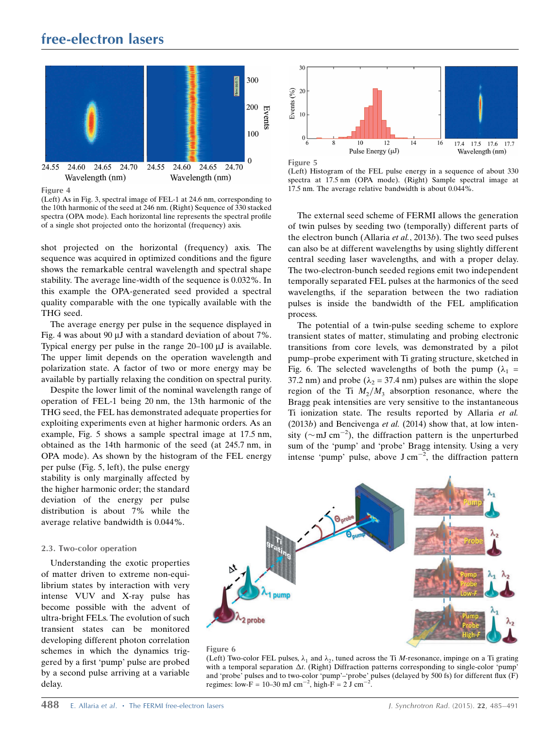Figure 4

(Left) As in Fig. 3, spectral image of FEL-1 at 24.6 nm, corresponding to the 10th harmonic of the seed at 246 nm. (Right) Sequence of 330 stacked spectra (OPA mode). Each horizontal line represents the spectral profile of a single shot projected onto the horizontal (frequency) axis.

shot projected on the horizontal (frequency) axis. The sequence was acquired in optimized conditions and the figure shows the remarkable central wavelength and spectral shape stability. The average line-width of the sequence is 0.032%. In this example the OPA-generated seed provided a spectral quality comparable with the one typically available with the THG seed.

The average energy per pulse in the sequence displayed in Fig. 4 was about 90 µJ with a standard deviation of about 7%. Typical energy per pulse in the range 20–100 µJ is available. The upper limit depends on the operation wavelength and polarization state. A factor of two or more energy may be available by partially relaxing the condition on spectral purity.

Despite the lower limit of the nominal wavelength range of operation of FEL-1 being 20 nm, the 13th harmonic of the THG seed, the FEL has demonstrated adequate properties for exploiting experiments even at higher harmonic orders. As an example, Fig. 5 shows a sample spectral image at 17.5 nm, obtained as the 14th harmonic of the seed (at 245.7 nm, in OPA mode). As shown by the histogram of the FEL energy per pulse (Fig. 5, left), the pulse energy stability is only marginally affected by the higher harmonic order; the standard deviation of the energy per pulse distribution is about 7% while the average relative bandwidth is 0.044%.

### 2.3. Two-color operation

Understanding the exotic properties of matter driven to extreme non-equilibrium states by interaction with very intense VUV and X-ray pulse has become possible with the advent of ultra-bright FELs. The evolution of such transient states can be monitored developing different photon correlation schemes in which the dynamics triggered by a first 'pump' pulse are probed by a second pulse arriving at a variable delay.

Figure 5

(Left) Histogram of the FEL pulse energy in a sequence of about 330 spectra at 17.5 nm (OPA mode). (Right) Sample spectral image at 17.5 nm. The average relative bandwidth is about 0.044%.

The external seed scheme of FERMI allows the generation of twin pulses by seeding two (temporally) different parts of the electron bunch (Allaria *et al.*, 2013*b*). The two seed pulses can also be at different wavelengths by using slightly different central seeding laser wavelengths, and with a proper delay. The two-electron-bunch seeded regions emit two independent temporally separated FEL pulses at the harmonics of the seed wavelengths, if the separation between the two radiation pulses is inside the bandwidth of the FEL amplification process.

The potential of a twin-pulse seeding scheme to explore transient states of matter, stimulating and probing electronic transitions from core levels, was demonstrated by a pilot pump–probe experiment with Ti grating structure, sketched in Fig. 6. The selected wavelengths of both the pump ($\lambda_1$ = 37.2 nm) and probe ($\lambda_2$ = 37.4 nm) pulses are within the slope region of the Ti $M_2/M_3$ absorption resonance, where the Bragg peak intensities are very sensitive to the instantaneous Ti ionization state. The results reported by Allaria *et al.* (2013*b*) and Bencivenga *et al.* (2014) show that, at low intensity ($\sim$mJ cm$^{-2}$), the diffraction pattern is the unperturbed sum of the 'pump' and 'probe' Bragg intensity. Using a very intense 'pump' pulse, above J cm$^{-2}$, the diffraction pattern

Figure 6

(Left) Two-color FEL pulses, $\lambda_1$ and $\lambda_2$, tuned across the Ti $M$-resonance, impinge on a Ti grating with a temporal separation $\Delta t$. (Right) Diffraction patterns corresponding to single-color 'pump' and 'probe' pulses and to two-color 'pump'–'probe' pulses (delayed by 500 fs) for different flux (F) regimes: low-F = 10–30 mJ cm$^{-2}$, high-F = 2 J cm$^{-2}$.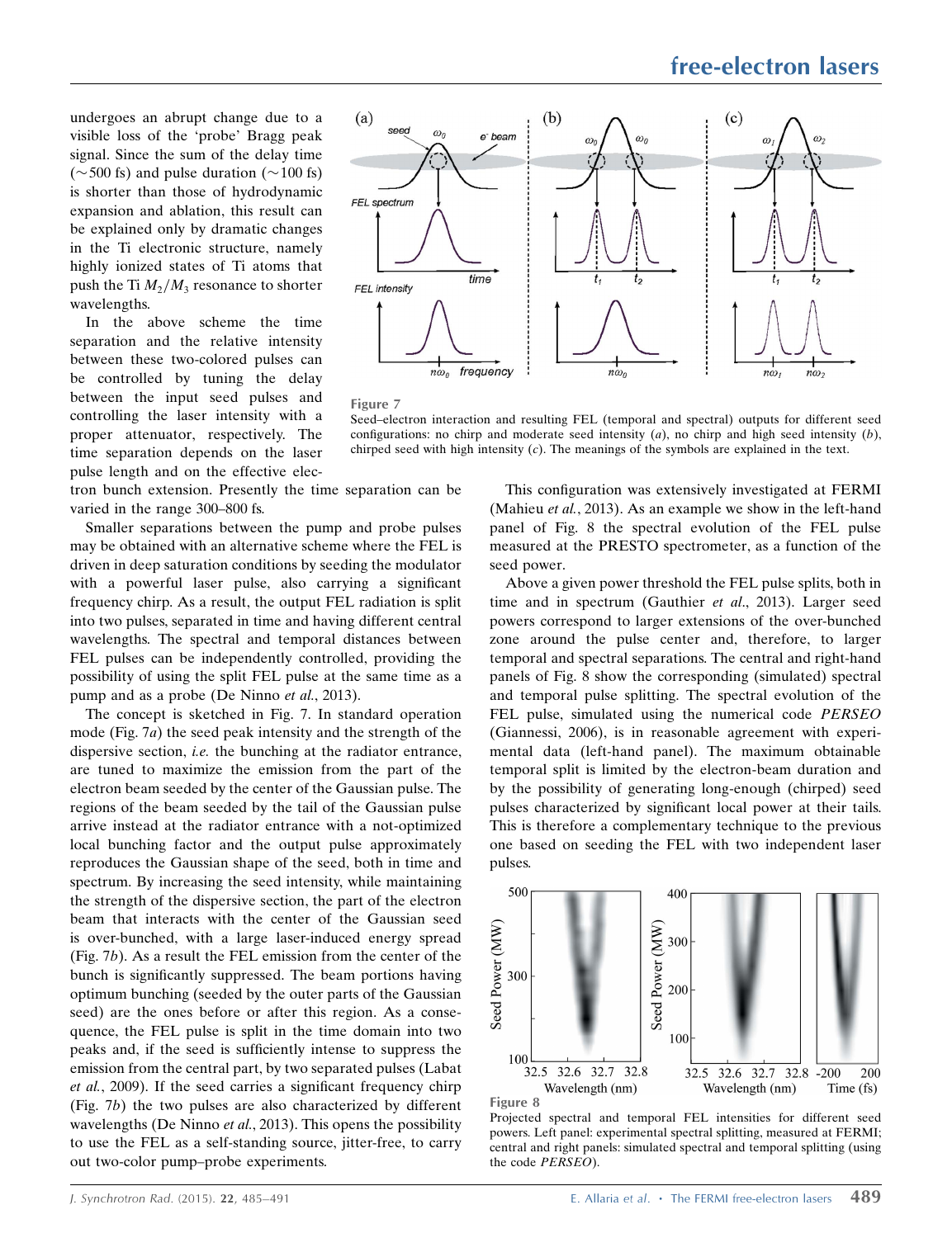undergoes an abrupt change due to a visible loss of the 'probe' Bragg peak signal. Since the sum of the delay time (~500 fs) and pulse duration (~100 fs) is shorter than those of hydrodynamic expansion and ablation, this result can be explained only by dramatic changes in the Ti electronic structure, namely highly ionized states of Ti atoms that push the Ti $M_2/M_3$ resonance to shorter wavelengths.

In the above scheme the time separation and the relative intensity between these two-colored pulses can be controlled by tuning the delay between the input seed pulses and controlling the laser intensity with a proper attenuator, respectively. The time separation depends on the laser pulse length and on the effective electron bunch extension. Presently the time separation can be varied in the range 300–800 fs.

Smaller separations between the pump and probe pulses may be obtained with an alternative scheme where the FEL is driven in deep saturation conditions by seeding the modulator with a powerful laser pulse, also carrying a significant frequency chirp. As a result, the output FEL radiation is split into two pulses, separated in time and having different central wavelengths. The spectral and temporal distances between FEL pulses can be independently controlled, providing the possibility of using the split FEL pulse at the same time as a pump and as a probe (De Ninno *et al.*, 2013).

The concept is sketched in Fig. 7. In standard operation mode (Fig. 7*a*) the seed peak intensity and the strength of the dispersive section, *i.e.* the bunching at the radiator entrance, are tuned to maximize the emission from the part of the electron beam seeded by the center of the Gaussian pulse. The regions of the beam seeded by the tail of the Gaussian pulse arrive instead at the radiator entrance with a not-optimized local bunching factor and the output pulse approximately reproduces the Gaussian shape of the seed, both in time and spectrum. By increasing the seed intensity, while maintaining the strength of the dispersive section, the part of the electron beam that interacts with the center of the Gaussian seed is over-bunched, with a large laser-induced energy spread (Fig. 7*b*). As a result the FEL emission from the center of the bunch is significantly suppressed. The beam portions having optimum bunching (seeded by the outer parts of the Gaussian seed) are the ones before or after this region. As a consequence, the FEL pulse is split in the time domain into two peaks and, if the seed is sufficiently intense to suppress the emission from the central part, by two separated pulses (Labat *et al.*, 2009). If the seed carries a significant frequency chirp (Fig. 7*b*) the two pulses are also characterized by different wavelengths (De Ninno *et al.*, 2013). This opens the possibility to use the FEL as a self-standing source, jitter-free, to carry out two-color pump–probe experiments.

Figure 7
Seed–electron interaction and resulting FEL (temporal and spectral) outputs for different seed configurations: no chirp and moderate seed intensity (*a*), no chirp and high seed intensity (*b*), chirped seed with high intensity (*c*). The meanings of the symbols are explained in the text.

This configuration was extensively investigated at FERMI (Mahieu *et al.*, 2013). As an example we show in the left-hand panel of Fig. 8 the spectral evolution of the FEL pulse measured at the PRESTO spectrometer, as a function of the seed power.

Above a given power threshold the FEL pulse splits, both in time and in spectrum (Gauthier *et al.*, 2013). Larger seed powers correspond to larger extensions of the over-bunched zone around the pulse center and, therefore, to larger temporal and spectral separations. The central and right-hand panels of Fig. 8 show the corresponding (simulated) spectral and temporal pulse splitting. The spectral evolution of the FEL pulse, simulated using the numerical code *PERSEO* (Giannessi, 2006), is in reasonable agreement with experimental data (left-hand panel). The maximum obtainable temporal split is limited by the electron-beam duration and by the possibility of generating long-enough (chirped) seed pulses characterized by significant local power at their tails. This is therefore a complementary technique to the previous one based on seeding the FEL with two independent laser pulses.

Figure 8
Projected spectral and temporal FEL intensities for different seed powers. Left panel: experimental spectral splitting, measured at FERMI; central and right panels: simulated spectral and temporal splitting (using the code *PERSEO*).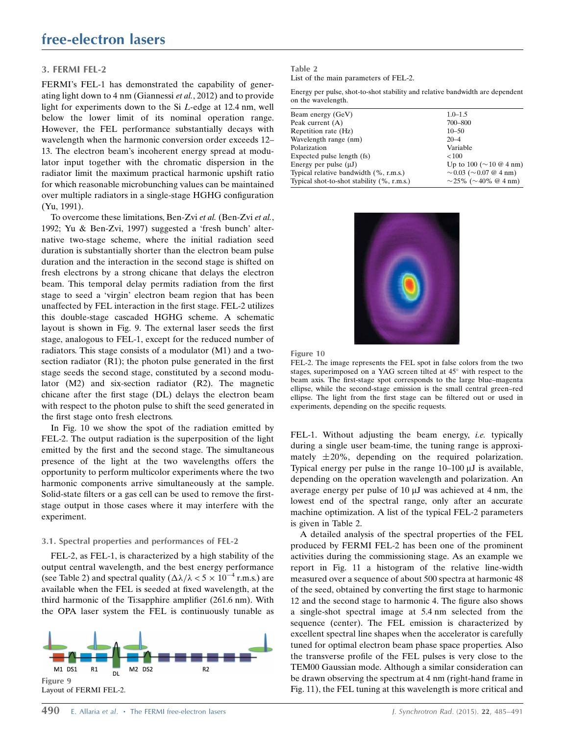## 3. FERMI FEL-2

FERMI's FEL-1 has demonstrated the capability of generating light down to 4 nm (Giannessi *et al.*, 2012) and to provide light for experiments down to the Si *L*-edge at 12.4 nm, well below the lower limit of its nominal operation range. However, the FEL performance substantially decays with wavelength when the harmonic conversion order exceeds 12–13. The electron beam's incoherent energy spread at modulator input together with the chromatic dispersion in the radiator limit the maximum practical harmonic upshift ratio for which reasonable microbunching values can be maintained over multiple radiators in a single-stage HGHG configuration (Yu, 1991).

To overcome these limitations, Ben-Zvi *et al.* (Ben-Zvi *et al.*, 1992; Yu & Ben-Zvi, 1997) suggested a 'fresh bunch' alternative two-stage scheme, where the initial radiation seed duration is substantially shorter than the electron beam pulse duration and the interaction in the second stage is shifted on fresh electrons by a strong chicane that delays the electron beam. This temporal delay permits radiation from the first stage to seed a 'virgin' electron beam region that has been unaffected by FEL interaction in the first stage. FEL-2 utilizes this double-stage cascaded HGHG scheme. A schematic layout is shown in Fig. 9. The external laser seeds the first stage, analogous to FEL-1, except for the reduced number of radiators. This stage consists of a modulator (M1) and a two-section radiator (R1); the photon pulse generated in the first stage seeds the second stage, constituted by a second modulator (M2) and six-section radiator (R2). The magnetic chicane after the first stage (DL) delays the electron beam with respect to the photon pulse to shift the seed generated in the first stage onto fresh electrons.

In Fig. 10 we show the spot of the radiation emitted by FEL-2. The output radiation is the superposition of the light emitted by the first and the second stage. The simultaneous presence of the light at the two wavelengths offers the opportunity to perform multicolor experiments where the two harmonic components arrive simultaneously at the sample. Solid-state filters or a gas cell can be used to remove the first-stage output in those cases where it may interfere with the experiment.

Figure 9
Layout of FERMI FEL-2.

### 3.1. Spectral properties and performances of FEL-2

FEL-2, as FEL-1, is characterized by a high stability of the output central wavelength, and the best energy performance (see Table 2) and spectral quality ($\Delta\lambda/\lambda < 5 \times 10^{-4}$ r.m.s.) are available when the FEL is seeded at fixed wavelength, at the third harmonic of the Ti:sapphire amplifier (261.6 nm). With the OPA laser system the FEL is continuously tunable as FEL-1. Without adjusting the beam energy, *i.e.* typically during a single user beam-time, the tuning range is approximately $\pm$20%, depending on the required polarization. Typical energy per pulse in the range 10–100 µJ is available, depending on the operation wavelength and polarization. An average energy per pulse of 10 µJ was achieved at 4 nm, the lowest end of the spectral range, only after an accurate machine optimization. A list of the typical FEL-2 parameters is given in Table 2.

**Table 2**
List of the main parameters of FEL-2.

Energy per pulse, shot-to-shot stability and relative bandwidth are dependent on the wavelength.

| | |
|---|---|
| Beam energy (GeV) | 1.0–1.5 |
| Peak current (A) | 700–800 |
| Repetition rate (Hz) | 10–50 |
| Wavelength range (nm) | 20–4 |
| Polarization | Variable |
| Expected pulse length (fs) | <100 |
| Energy per pulse (µJ) | Up to 100 (~10 @ 4 nm) |
| Typical relative bandwidth (%, r.m.s.) | ~0.03 (~0.07 @ 4 nm) |
| Typical shot-to-shot stability (%, r.m.s.) | ~25% (~40% @ 4 nm) |

Figure 10
FEL-2. The image represents the FEL spot in false colors from the two stages, superimposed on a YAG screen tilted at 45° with respect to the beam axis. The first-stage spot corresponds to the large blue–magenta ellipse, while the second-stage emission is the small central green–red ellipse. The light from the first stage can be filtered out or used in experiments, depending on the specific requests.

A detailed analysis of the spectral properties of the FEL produced by FERMI FEL-2 has been one of the prominent activities during the commissioning stage. As an example we report in Fig. 11 a histogram of the relative line-width measured over a sequence of about 500 spectra at harmonic 48 of the seed, obtained by converting the first stage to harmonic 12 and the second stage to harmonic 4. The figure also shows a single-shot spectral image at 5.4 nm selected from the sequence (center). The FEL emission is characterized by excellent spectral line shapes when the accelerator is carefully tuned for optimal electron beam phase space properties. Also the transverse profile of the FEL pulses is very close to the TEM00 Gaussian mode. Although a similar consideration can be drawn observing the spectrum at 4 nm (right-hand frame in Fig. 11), the FEL tuning at this wavelength is more critical and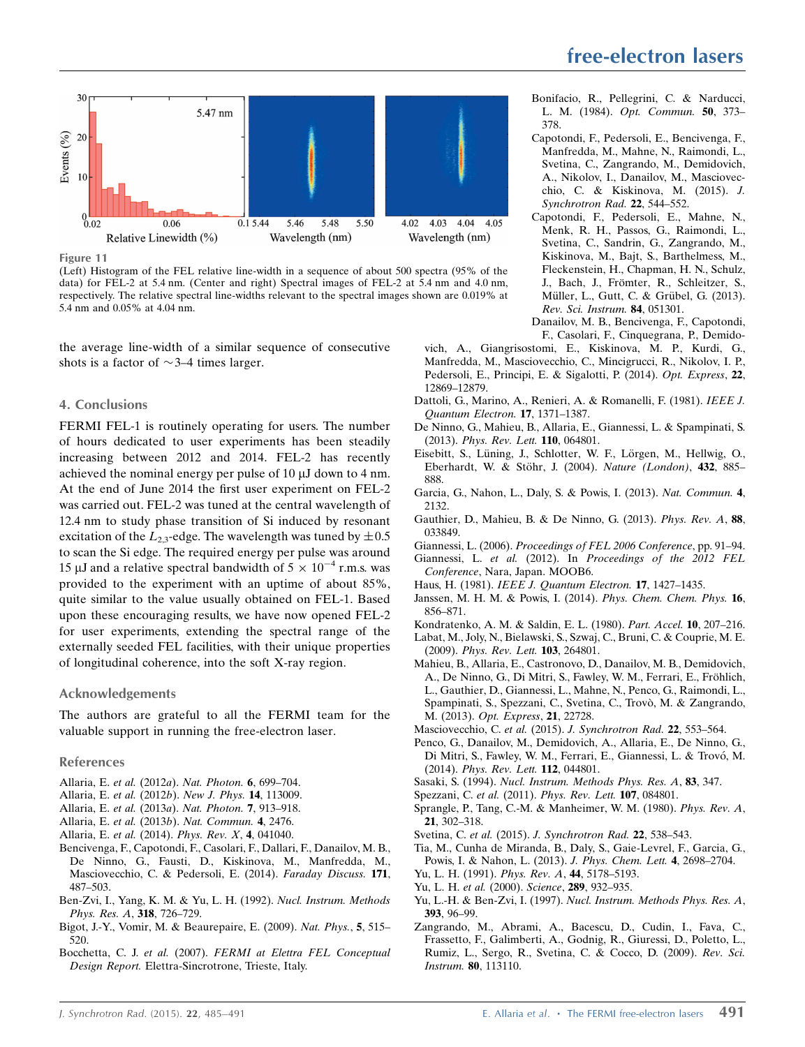30
5.47 nm
Events (%)
20
10
0
0.02
0.06
0.1
Relative Linewidth (%)
5.44
5.46
5.48
5.50
Wavelength (nm)
4.02
4.03
4.04
4.05
Wavelength (nm)

Figure 11
(Left) Histogram of the FEL relative line-width in a sequence of about 500 spectra (95% of the data) for FEL-2 at 5.4 nm. (Center and right) Spectral images of FEL-2 at 5.4 nm and 4.0 nm, respectively. The relative spectral line-widths relevant to the spectral images shown are 0.019% at 5.4 nm and 0.05% at 4.04 nm.

the average line-width of a similar sequence of consecutive shots is a factor of ~3–4 times larger.

## 4. Conclusions

FERMI FEL-1 is routinely operating for users. The number of hours dedicated to user experiments has been steadily increasing between 2012 and 2014. FEL-2 has recently achieved the nominal energy per pulse of 10 µJ down to 4 nm. At the end of June 2014 the first user experiment on FEL-2 was carried out. FEL-2 was tuned at the central wavelength of 12.4 nm to study phase transition of Si induced by resonant excitation of the $L_{2,3}$-edge. The wavelength was tuned by ±0.5 to scan the Si edge. The required energy per pulse was around 15 µJ and a relative spectral bandwidth of $5 \times 10^{-4}$ r.m.s. was provided to the experiment with an uptime of about 85%, quite similar to the value usually obtained on FEL-1. Based upon these encouraging results, we have now opened FEL-2 for user experiments, extending the spectral range of the externally seeded FEL facilities, with their unique properties of longitudinal coherence, into the soft X-ray region.

### Acknowledgements

The authors are grateful to all the FERMI team for the valuable support in running the free-electron laser.

### References

Allaria, E. *et al.* (2012*a*). *Nat. Photon.* **6**, 699–704.
Allaria, E. *et al.* (2012*b*). *New J. Phys.* **14**, 113009.
Allaria, E. *et al.* (2013*a*). *Nat. Photon.* **7**, 913–918.
Allaria, E. *et al.* (2013*b*). *Nat. Commun.* **4**, 2476.
Allaria, E. *et al.* (2014). *Phys. Rev. X*, **4**, 041040.
Bencivenga, F., Capotondi, F., Casolari, F., Dallari, F., Danailov, M. B., De Ninno, G., Fausti, D., Kiskinova, M., Manfredda, M., Masciovecchio, C. & Pedersoli, E. (2014). *Faraday Discuss.* **171**, 487–503.
Ben-Zvi, I., Yang, K. M. & Yu, L. H. (1992). *Nucl. Instrum. Methods Phys. Res. A*, **318**, 726–729.
Bigot, J.-Y., Vomir, M. & Beaurepaire, E. (2009). *Nat. Phys.*, **5**, 515–520.
Bocchetta, C. J. *et al.* (2007). *FERMI at Elettra FEL Conceptual Design Report*. Elettra-Sincrotrone, Trieste, Italy.
Bonifacio, R., Pellegrini, C. & Narducci, L. M. (1984). *Opt. Commun.* **50**, 373–378.
Capotondi, F., Pedersoli, E., Bencivenga, F., Manfredda, M., Mahne, N., Raimondi, L., Svetina, C., Zangrando, M., Demidovich, A., Nikolov, I., Danailov, M., Masciovecchio, C. & Kiskinova, M. (2015). *J. Synchrotron Rad.* **22**, 544–552.
Capotondi, F., Pedersoli, E., Mahne, N., Menk, R. H., Passos, G., Raimondi, L., Svetina, C., Sandrin, G., Zangrando, M., Kiskinova, M., Bajt, S., Barthelmess, M., Fleckenstein, H., Chapman, H. N., Schulz, J., Bach, J., Frömter, R., Schleitzer, S., Müller, L., Gutt, C. & Grübel, G. (2013). *Rev. Sci. Instrum.* **84**, 051301.
Danailov, M. B., Bencivenga, F., Capotondi, F., Casolari, F., Cinquegrana, P., Demidovich, A., Giangrisostomi, E., Kiskinova, M. P., Kurdi, G., Manfredda, M., Masciovecchio, C., Mincigrucci, R., Nikolov, I. P., Pedersoli, E., Principi, E. & Sigalotti, P. (2014). *Opt. Express*, **22**, 12869–12879.
Dattoli, G., Marino, A., Renieri, A. & Romanelli, F. (1981). *IEEE J. Quantum Electron.* **17**, 1371–1387.
De Ninno, G., Mahieu, B., Allaria, E., Giannessi, L. & Spampinati, S. (2013). *Phys. Rev. Lett.* **110**, 064801.
Eisebitt, S., Lüning, J., Schlotter, W. F., Lörgen, M., Hellwig, O., Eberhardt, W. & Stöhr, J. (2004). *Nature (London)*, **432**, 885–888.
Garcia, G., Nahon, L., Daly, S. & Powis, I. (2013). *Nat. Commun.* **4**, 2132.
Gauthier, D., Mahieu, B. & De Ninno, G. (2013). *Phys. Rev. A*, **88**, 033849.
Giannessi, L. (2006). *Proceedings of FEL 2006 Conference*, pp. 91–94.
Giannessi, L. *et al.* (2012). In *Proceedings of the 2012 FEL Conference*, Nara, Japan. MOOB6.
Haus, H. (1981). *IEEE J. Quantum Electron.* **17**, 1427–1435.
Janssen, M. H. M. & Powis, I. (2014). *Phys. Chem. Chem. Phys.* **16**, 856–871.
Kondratenko, A. M. & Saldin, E. L. (1980). *Part. Accel.* **10**, 207–216.
Labat, M., Joly, N., Bielawski, S., Szwaj, C., Bruni, C. & Couprie, M. E. (2009). *Phys. Rev. Lett.* **103**, 264801.
Mahieu, B., Allaria, E., Castronovo, D., Danailov, M. B., Demidovich, A., De Ninno, G., Di Mitri, S., Fawley, W. M., Ferrari, E., Fröhlich, L., Gauthier, D., Giannessi, L., Mahne, N., Penco, G., Raimondi, L., Spampinati, S., Spezzani, C., Svetina, C., Trovò, M. & Zangrando, M. (2013). *Opt. Express*, **21**, 22728.
Masciovecchio, C. *et al.* (2015). *J. Synchrotron Rad.* **22**, 553–564.
Penco, G., Danailov, M., Demidovich, A., Allaria, E., De Ninno, G., Di Mitri, S., Fawley, W. M., Ferrari, E., Giannessi, L. & Trovó, M. (2014). *Phys. Rev. Lett.* **112**, 044801.
Sasaki, S. (1994). *Nucl. Instrum. Methods Phys. Res. A*, **83**, 347.
Spezzani, C. *et al.* (2011). *Phys. Rev. Lett.* **107**, 084801.
Sprangle, P., Tang, C.-M. & Manheimer, W. M. (1980). *Phys. Rev. A*, **21**, 302–318.
Svetina, C. *et al.* (2015). *J. Synchrotron Rad.* **22**, 538–543.
Tia, M., Cunha de Miranda, B., Daly, S., Gaie-Levrel, F., Garcia, G., Powis, I. & Nahon, L. (2013). *J. Phys. Chem. Lett.* **4**, 2698–2704.
Yu, L. H. (1991). *Phys. Rev. A*, **44**, 5178–5193.
Yu, L. H. *et al.* (2000). *Science*, **289**, 932–935.
Yu, L.-H. & Ben-Zvi, I. (1997). *Nucl. Instrum. Methods Phys. Res. A*, **393**, 96–99.
Zangrando, M., Abrami, A., Bacescu, D., Cudin, I., Fava, C., Frassetto, F., Galimberti, A., Godnig, R., Giuresci, D., Poletto, L., Rumiz, L., Sergo, R., Svetina, C. & Cocco, D. (2009). *Rev. Sci. Instrum.* **80**, 113110.